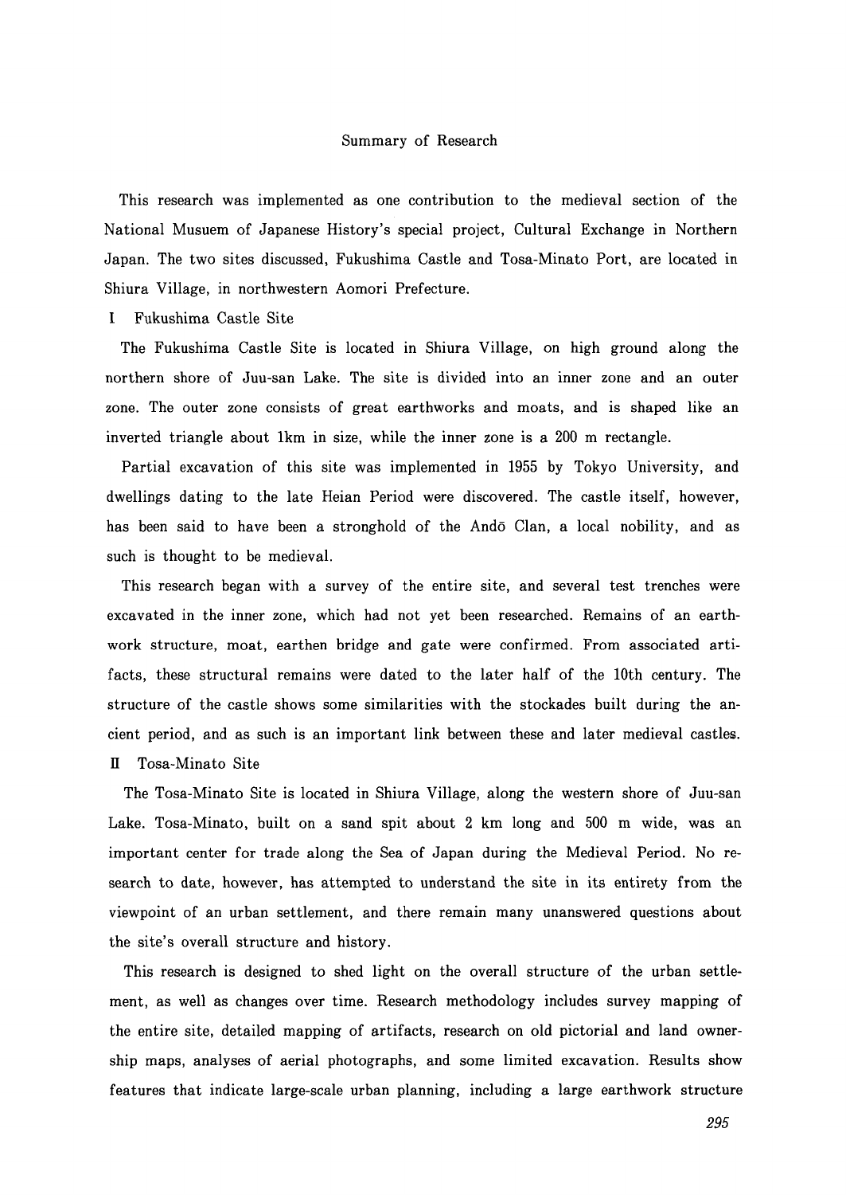# Summary of Research

This research was implemented as one contribution to the medieval section of the National Musuem of Japanese History's special project, Cultural Exchange in Northern Japan. The two sites discussed, Fukushima Castle and Tosa-Minato Port, are located in Shiura Village, in northwestern Aomori Prefecture.

## I Fukushima Castle Site

The Fukushima Castle Site is located in Shiura Village, on high ground along the northern shore of Juu-san Lake. The site is divided into an inner zone and an outer zone. The outer zone consists of great earthworks and moats, and is shaped like an inverted triangle about 1km in size, while the inner zone is a 200 m rectangle.

Partial excavation of this site was implemented in 1955 by Tokyo University, and dwellings dating to the late Heian Period were discovered. The castle itself, however, has been said to have been a stronghold of the Andō Clan, a local nobility, and as such is thought to be medieval.

This research began with a survey of the entire site, and several test trenches were excavated in the inner zone, which had not yet been researched. Remains of an earthwork structure, moat, earthen bridge and gate were confirmed. From associated artifacts, these structural remains were dated to the later half of the 10th century. The structure of the castle shows some similarities with the stockades built during the ancient period, and as such is an important link between these and later medieval castles.

## II Tosa-Minato Site

The Tosa-Minato Site is located in Shiura Village, along the western shore of Juu-san Lake. Tosa-Minato, built on a sand spit about 2 km long and 500 m wide, was an important center for trade along the Sea of Japan during the Medieval Period. No research to date, however, has attempted to understand the site in its entirety from the viewpoint of an urban settlement, and there remain many unanswered questions about the site's overall structure and history.

This research is designed to shed light on the overall structure of the urban settlement, as well as changes over time. Research methodology includes survey mapping of the entire site, detailed mapping of artifacts, research on old pictorial and land ownership maps, analyses of aerial photographs, and some limited excavation. Results show features that indicate large-scale urban planning, including a large earthwork structure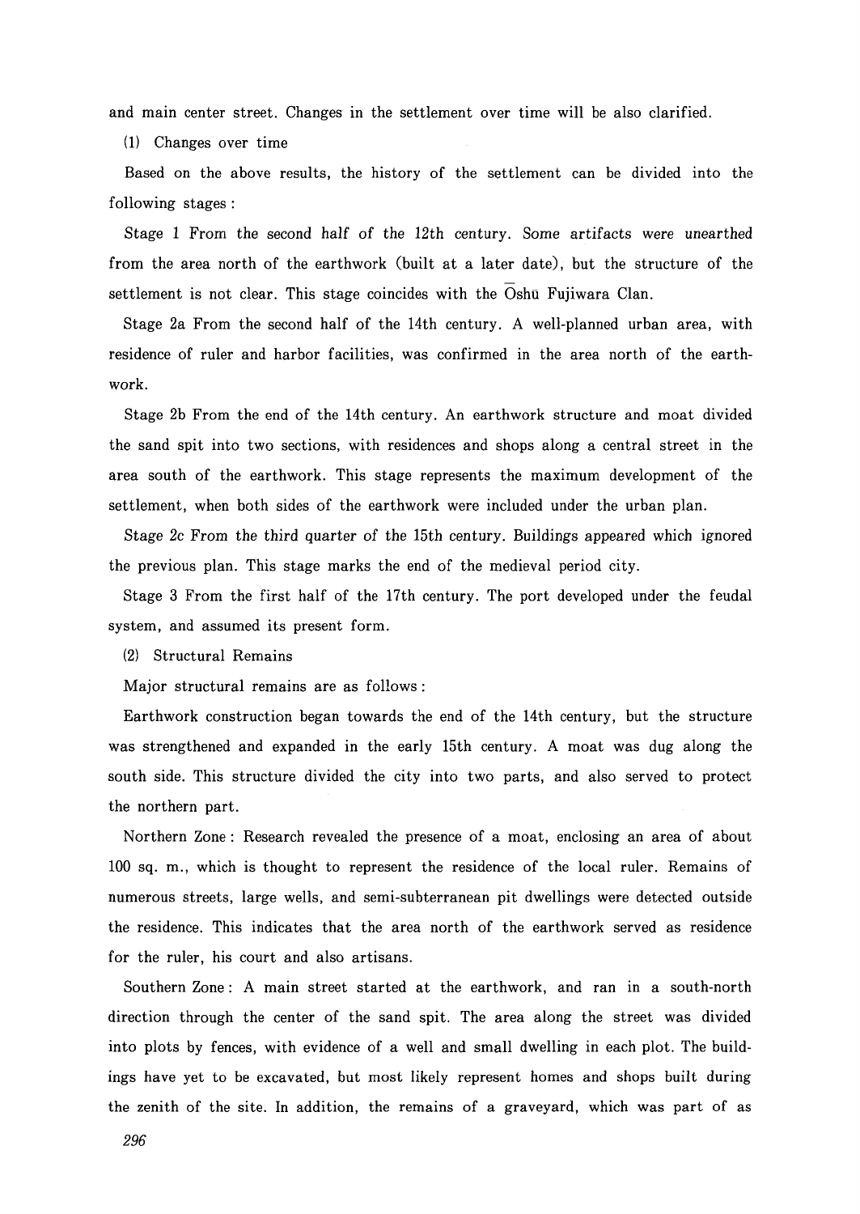and main center street. Changes in the settlement over time will be also clarified.

(1) Changes over time

Based on the above results, the history of the settlement can be divided into the following stages :

Stage 1 From the second half of the 12th century. Some artifacts were unearthed from the area north of the earthwork (built at a later date), but the structure of the settlement is not clear. This stage coincides with the Ōshū Fujiwara Clan.

Stage 2a From the second half of the 14th century. A well-planned urban area, with residence of ruler and harbor facilities, was confirmed in the area north of the earthwork.

Stage 2b From the end of the 14th century. An earthwork structure and moat divided the sand spit into two sections, with residences and shops along a central street in the area south of the earthwork. This stage represents the maximum development of the settlement, when both sides of the earthwork were included under the urban plan.

Stage 2c From the third quarter of the 15th century. Buildings appeared which ignored the previous plan. This stage marks the end of the medieval period city.

Stage 3 From the first half of the 17th century. The port developed under the feudal system, and assumed its present form.

(2) Structural Remains

Major structural remains are as follows :

Earthwork construction began towards the end of the 14th century, but the structure was strengthened and expanded in the early 15th century. A moat was dug along the south side. This structure divided the city into two parts, and also served to protect the northern part.

Northern Zone : Research revealed the presence of a moat, enclosing an area of about 100 sq. m., which is thought to represent the residence of the local ruler. Remains of numerous streets, large wells, and semi-subterranean pit dwellings were detected outside the residence. This indicates that the area north of the earthwork served as residence for the ruler, his court and also artisans.

Southern Zone : A main street started at the earthwork, and ran in a south-north direction through the center of the sand spit. The area along the street was divided into plots by fences, with evidence of a well and small dwelling in each plot. The buildings have yet to be excavated, but most likely represent homes and shops built during the zenith of the site. In addition, the remains of a graveyard, which was part of as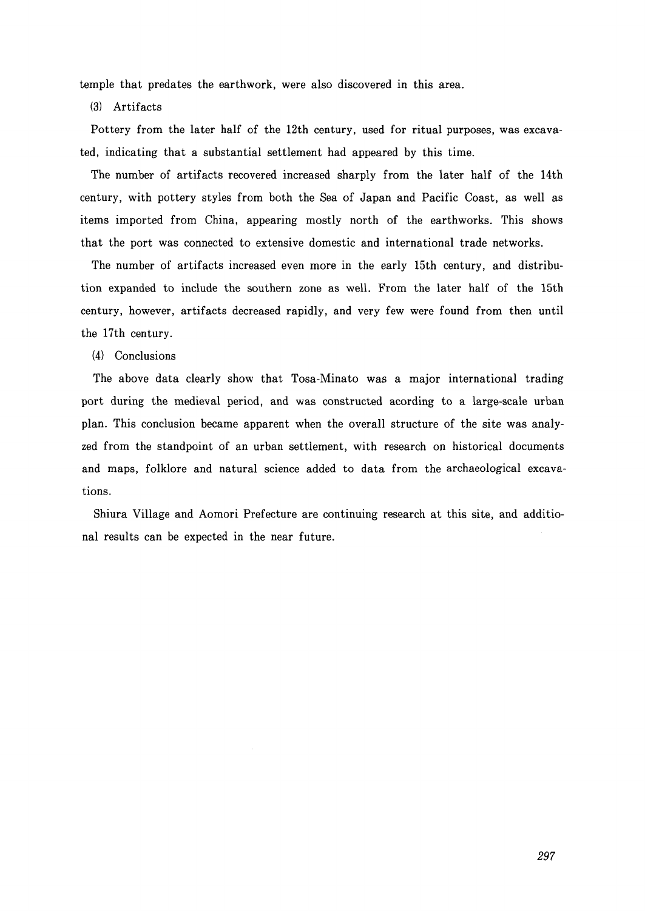temple that predates the earthwork, were also discovered in this area.

(3) Artifacts

Pottery from the later half of the 12th century, used for ritual purposes, was excavated, indicating that a substantial settlement had appeared by this time.

The number of artifacts recovered increased sharply from the later half of the 14th century, with pottery styles from both the Sea of Japan and Pacific Coast, as well as items imported from China, appearing mostly north of the earthworks. This shows that the port was connected to extensive domestic and international trade networks.

The number of artifacts increased even more in the early 15th century, and distribution expanded to include the southern zone as well. From the later half of the 15th century, however, artifacts decreased rapidly, and very few were found from then until the 17th century.

(4) Conclusions

The above data clearly show that Tosa-Minato was a major international trading port during the medieval period, and was constructed acording to a large-scale urban plan. This conclusion became apparent when the overall structure of the site was analyzed from the standpoint of an urban settlement, with research on historical documents and maps, folklore and natural science added to data from the archaeological excavations.

Shiura Village and Aomori Prefecture are continuing research at this site, and additional results can be expected in the near future.